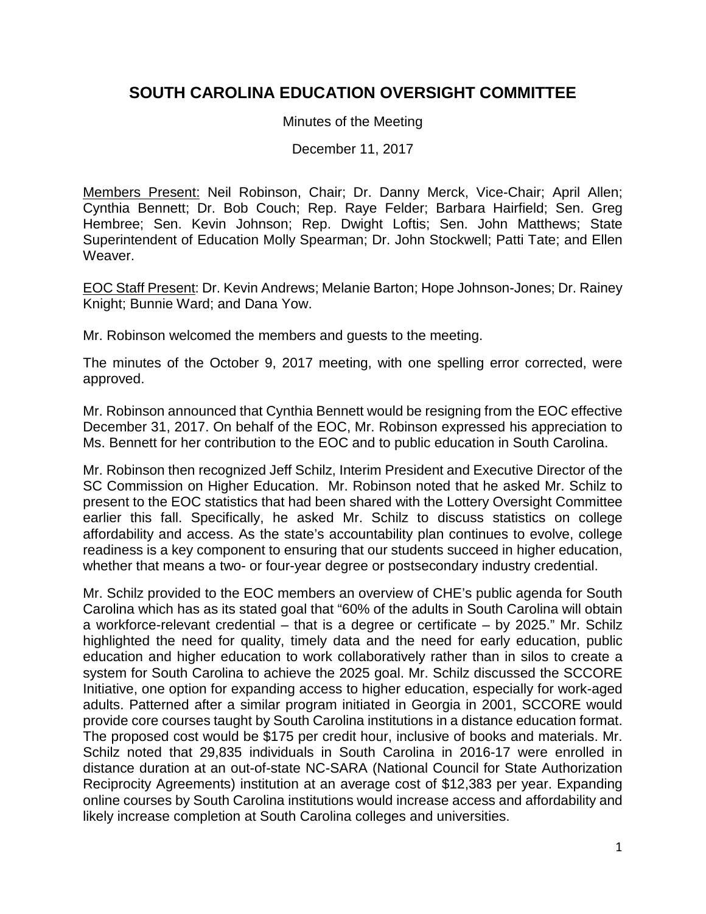# SOUTH CAROLINA EDUCATION OVERSIGHT COMMITTEE

Minutes of the Meeting

December 11, 2017

Members Present: Neil Robinson, Chair; Dr. Danny Merck, Vice-Chair; April Allen; Cynthia Bennett; Dr. Bob Couch; Rep. Raye Felder; Barbara Hairfield; Sen. Greg Hembree; Sen. Kevin Johnson; Rep. Dwight Loftis; Sen. John Matthews; State Superintendent of Education Molly Spearman; Dr. John Stockwell; Patti Tate; and Ellen Weaver.

EOC Staff Present: Dr. Kevin Andrews; Melanie Barton; Hope Johnson-Jones; Dr. Rainey Knight; Bunnie Ward; and Dana Yow.

Mr. Robinson welcomed the members and guests to the meeting.

The minutes of the October 9, 2017 meeting, with one spelling error corrected, were approved.

Mr. Robinson announced that Cynthia Bennett would be resigning from the EOC effective December 31, 2017. On behalf of the EOC, Mr. Robinson expressed his appreciation to Ms. Bennett for her contribution to the EOC and to public education in South Carolina.

Mr. Robinson then recognized Jeff Schilz, Interim President and Executive Director of the SC Commission on Higher Education. Mr. Robinson noted that he asked Mr. Schilz to present to the EOC statistics that had been shared with the Lottery Oversight Committee earlier this fall. Specifically, he asked Mr. Schilz to discuss statistics on college affordability and access. As the state's accountability plan continues to evolve, college readiness is a key component to ensuring that our students succeed in higher education, whether that means a two- or four-year degree or postsecondary industry credential.

Mr. Schilz provided to the EOC members an overview of CHE's public agenda for South Carolina which has as its stated goal that "60% of the adults in South Carolina will obtain a workforce-relevant credential – that is a degree or certificate – by 2025." Mr. Schilz highlighted the need for quality, timely data and the need for early education, public education and higher education to work collaboratively rather than in silos to create a system for South Carolina to achieve the 2025 goal. Mr. Schilz discussed the SCCORE Initiative, one option for expanding access to higher education, especially for work-aged adults. Patterned after a similar program initiated in Georgia in 2001, SCCORE would provide core courses taught by South Carolina institutions in a distance education format. The proposed cost would be $175 per credit hour, inclusive of books and materials. Mr. Schilz noted that 29,835 individuals in South Carolina in 2016-17 were enrolled in distance duration at an out-of-state NC-SARA (National Council for State Authorization Reciprocity Agreements) institution at an average cost of $12,383 per year. Expanding online courses by South Carolina institutions would increase access and affordability and likely increase completion at South Carolina colleges and universities.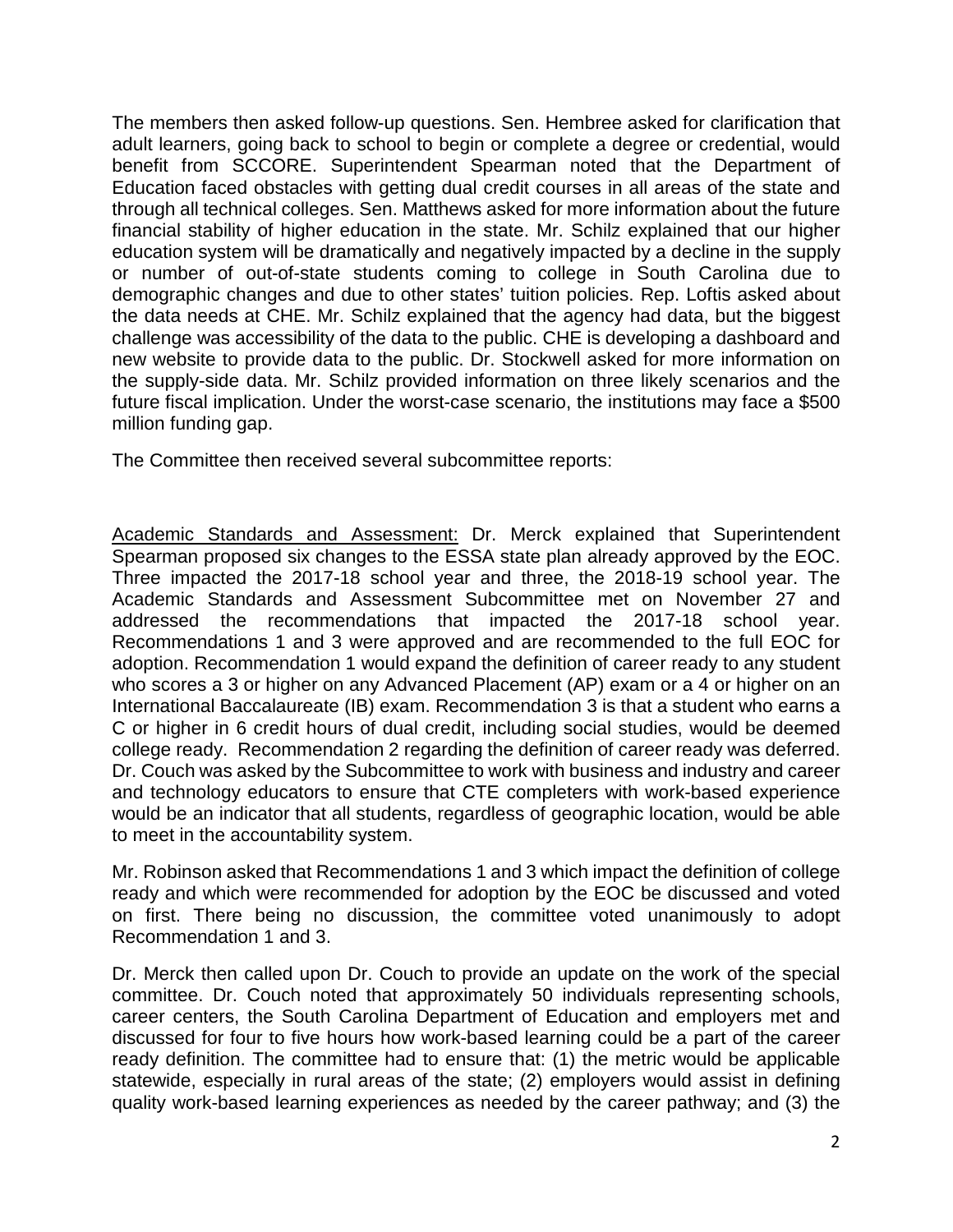The members then asked follow-up questions. Sen. Hembree asked for clarification that adult learners, going back to school to begin or complete a degree or credential, would benefit from SCCORE. Superintendent Spearman noted that the Department of Education faced obstacles with getting dual credit courses in all areas of the state and through all technical colleges. Sen. Matthews asked for more information about the future financial stability of higher education in the state. Mr. Schilz explained that our higher education system will be dramatically and negatively impacted by a decline in the supply or number of out-of-state students coming to college in South Carolina due to demographic changes and due to other states' tuition policies. Rep. Loftis asked about the data needs at CHE. Mr. Schilz explained that the agency had data, but the biggest challenge was accessibility of the data to the public. CHE is developing a dashboard and new website to provide data to the public. Dr. Stockwell asked for more information on the supply-side data. Mr. Schilz provided information on three likely scenarios and the future fiscal implication. Under the worst-case scenario, the institutions may face a $500 million funding gap.

The Committee then received several subcommittee reports:

<u>Academic Standards and Assessment:</u> Dr. Merck explained that Superintendent Spearman proposed six changes to the ESSA state plan already approved by the EOC. Three impacted the 2017-18 school year and three, the 2018-19 school year. The Academic Standards and Assessment Subcommittee met on November 27 and addressed the recommendations that impacted the 2017-18 school year. Recommendations 1 and 3 were approved and are recommended to the full EOC for adoption. Recommendation 1 would expand the definition of career ready to any student who scores a 3 or higher on any Advanced Placement (AP) exam or a 4 or higher on an International Baccalaureate (IB) exam. Recommendation 3 is that a student who earns a C or higher in 6 credit hours of dual credit, including social studies, would be deemed college ready. Recommendation 2 regarding the definition of career ready was deferred. Dr. Couch was asked by the Subcommittee to work with business and industry and career and technology educators to ensure that CTE completers with work-based experience would be an indicator that all students, regardless of geographic location, would be able to meet in the accountability system.

Mr. Robinson asked that Recommendations 1 and 3 which impact the definition of college ready and which were recommended for adoption by the EOC be discussed and voted on first. There being no discussion, the committee voted unanimously to adopt Recommendation 1 and 3.

Dr. Merck then called upon Dr. Couch to provide an update on the work of the special committee. Dr. Couch noted that approximately 50 individuals representing schools, career centers, the South Carolina Department of Education and employers met and discussed for four to five hours how work-based learning could be a part of the career ready definition. The committee had to ensure that: (1) the metric would be applicable statewide, especially in rural areas of the state; (2) employers would assist in defining quality work-based learning experiences as needed by the career pathway; and (3) the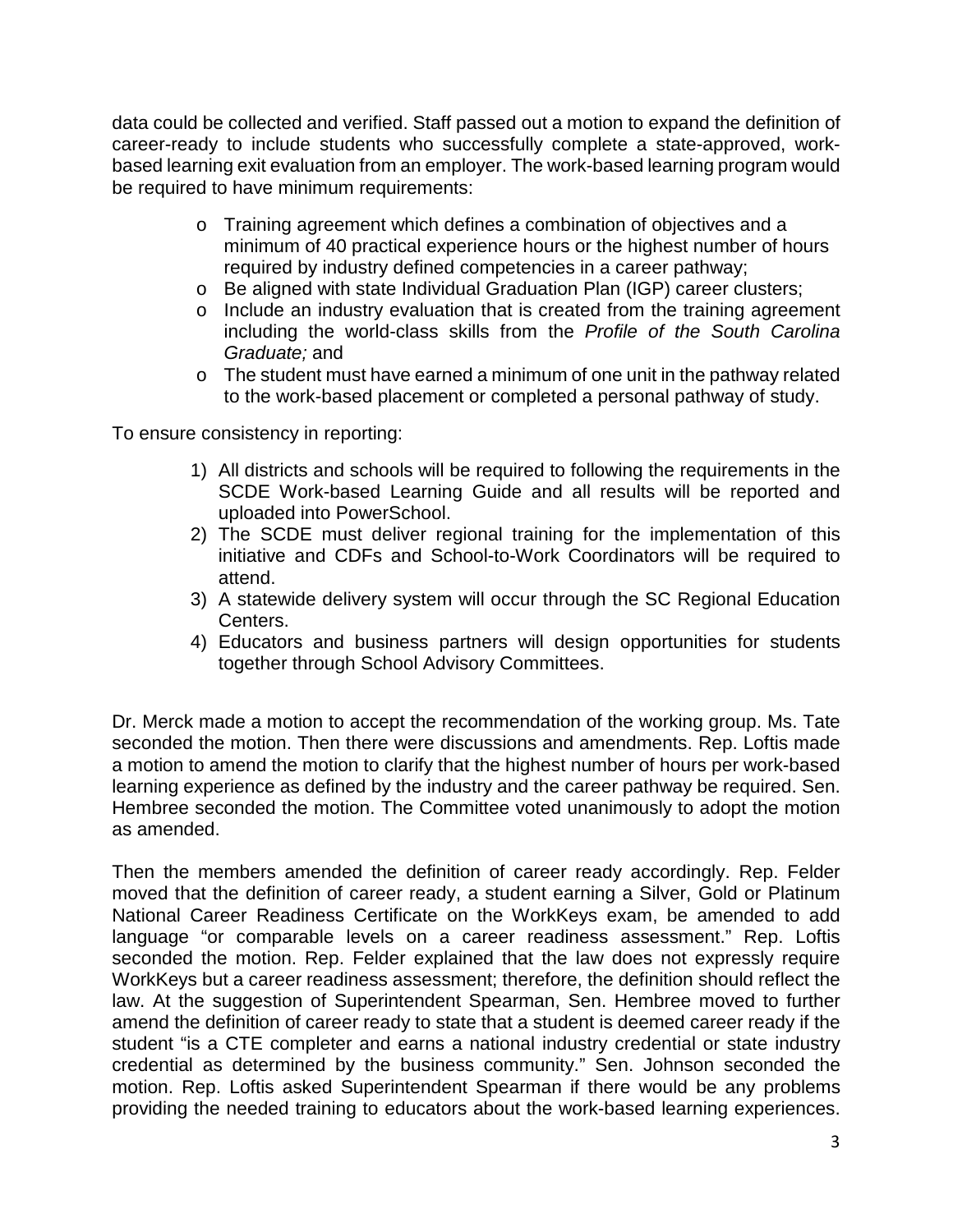data could be collected and verified. Staff passed out a motion to expand the definition of career-ready to include students who successfully complete a state-approved, work-based learning exit evaluation from an employer. The work-based learning program would be required to have minimum requirements:

- Training agreement which defines a combination of objectives and a minimum of 40 practical experience hours or the highest number of hours required by industry defined competencies in a career pathway;
- Be aligned with state Individual Graduation Plan (IGP) career clusters;
- Include an industry evaluation that is created from the training agreement including the world-class skills from the *Profile of the South Carolina Graduate;* and
- The student must have earned a minimum of one unit in the pathway related to the work-based placement or completed a personal pathway of study.

To ensure consistency in reporting:

1) All districts and schools will be required to following the requirements in the SCDE Work-based Learning Guide and all results will be reported and uploaded into PowerSchool.
2) The SCDE must deliver regional training for the implementation of this initiative and CDFs and School-to-Work Coordinators will be required to attend.
3) A statewide delivery system will occur through the SC Regional Education Centers.
4) Educators and business partners will design opportunities for students together through School Advisory Committees.

Dr. Merck made a motion to accept the recommendation of the working group. Ms. Tate seconded the motion. Then there were discussions and amendments. Rep. Loftis made a motion to amend the motion to clarify that the highest number of hours per work-based learning experience as defined by the industry and the career pathway be required. Sen. Hembree seconded the motion. The Committee voted unanimously to adopt the motion as amended.

Then the members amended the definition of career ready accordingly. Rep. Felder moved that the definition of career ready, a student earning a Silver, Gold or Platinum National Career Readiness Certificate on the WorkKeys exam, be amended to add language "or comparable levels on a career readiness assessment." Rep. Loftis seconded the motion. Rep. Felder explained that the law does not expressly require WorkKeys but a career readiness assessment; therefore, the definition should reflect the law. At the suggestion of Superintendent Spearman, Sen. Hembree moved to further amend the definition of career ready to state that a student is deemed career ready if the student "is a CTE completer and earns a national industry credential or state industry credential as determined by the business community." Sen. Johnson seconded the motion. Rep. Loftis asked Superintendent Spearman if there would be any problems providing the needed training to educators about the work-based learning experiences.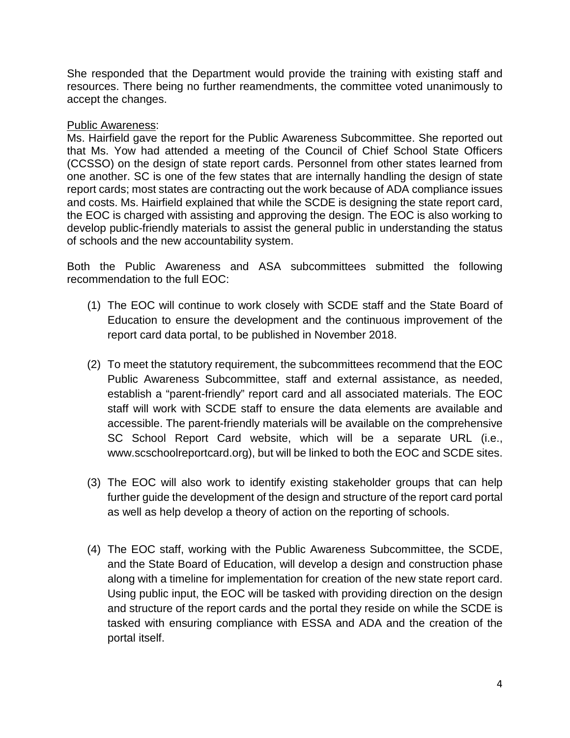She responded that the Department would provide the training with existing staff and resources. There being no further reamendments, the committee voted unanimously to accept the changes.

<u>Public Awareness</u>:
Ms. Hairfield gave the report for the Public Awareness Subcommittee. She reported out that Ms. Yow had attended a meeting of the Council of Chief School State Officers (CCSSO) on the design of state report cards. Personnel from other states learned from one another. SC is one of the few states that are internally handling the design of state report cards; most states are contracting out the work because of ADA compliance issues and costs. Ms. Hairfield explained that while the SCDE is designing the state report card, the EOC is charged with assisting and approving the design. The EOC is also working to develop public-friendly materials to assist the general public in understanding the status of schools and the new accountability system.

Both the Public Awareness and ASA subcommittees submitted the following recommendation to the full EOC:

(1) The EOC will continue to work closely with SCDE staff and the State Board of Education to ensure the development and the continuous improvement of the report card data portal, to be published in November 2018.

(2) To meet the statutory requirement, the subcommittees recommend that the EOC Public Awareness Subcommittee, staff and external assistance, as needed, establish a "parent-friendly" report card and all associated materials. The EOC staff will work with SCDE staff to ensure the data elements are available and accessible. The parent-friendly materials will be available on the comprehensive SC School Report Card website, which will be a separate URL (i.e., www.scschoolreportcard.org), but will be linked to both the EOC and SCDE sites.

(3) The EOC will also work to identify existing stakeholder groups that can help further guide the development of the design and structure of the report card portal as well as help develop a theory of action on the reporting of schools.

(4) The EOC staff, working with the Public Awareness Subcommittee, the SCDE, and the State Board of Education, will develop a design and construction phase along with a timeline for implementation for creation of the new state report card. Using public input, the EOC will be tasked with providing direction on the design and structure of the report cards and the portal they reside on while the SCDE is tasked with ensuring compliance with ESSA and ADA and the creation of the portal itself.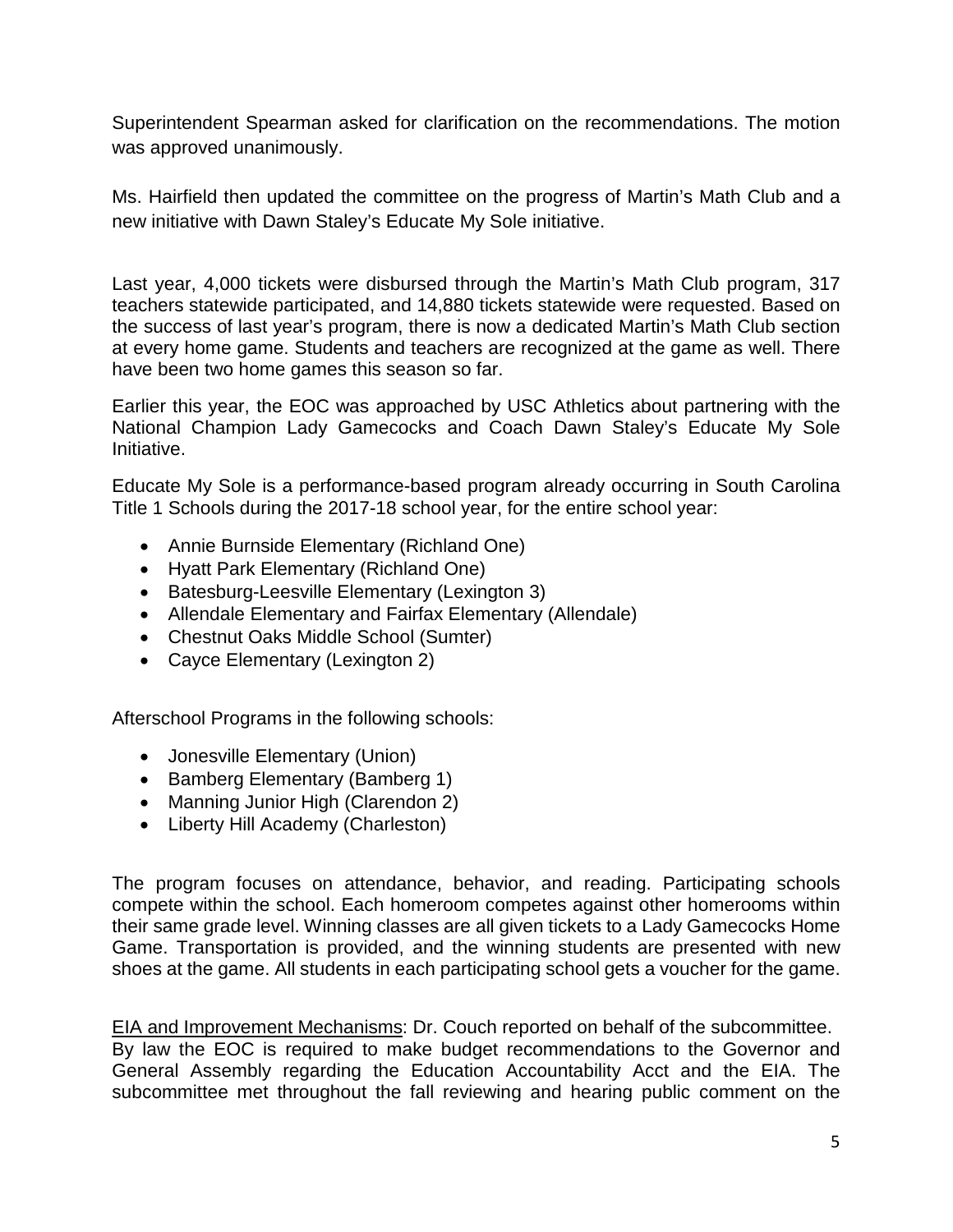Superintendent Spearman asked for clarification on the recommendations. The motion was approved unanimously.

Ms. Hairfield then updated the committee on the progress of Martin's Math Club and a new initiative with Dawn Staley's Educate My Sole initiative.

Last year, 4,000 tickets were disbursed through the Martin's Math Club program, 317 teachers statewide participated, and 14,880 tickets statewide were requested. Based on the success of last year's program, there is now a dedicated Martin's Math Club section at every home game. Students and teachers are recognized at the game as well. There have been two home games this season so far.

Earlier this year, the EOC was approached by USC Athletics about partnering with the National Champion Lady Gamecocks and Coach Dawn Staley's Educate My Sole Initiative.

Educate My Sole is a performance-based program already occurring in South Carolina Title 1 Schools during the 2017-18 school year, for the entire school year:

- Annie Burnside Elementary (Richland One)
- Hyatt Park Elementary (Richland One)
- Batesburg-Leesville Elementary (Lexington 3)
- Allendale Elementary and Fairfax Elementary (Allendale)
- Chestnut Oaks Middle School (Sumter)
- Cayce Elementary (Lexington 2)

Afterschool Programs in the following schools:

- Jonesville Elementary (Union)
- Bamberg Elementary (Bamberg 1)
- Manning Junior High (Clarendon 2)
- Liberty Hill Academy (Charleston)

The program focuses on attendance, behavior, and reading. Participating schools compete within the school. Each homeroom competes against other homerooms within their same grade level. Winning classes are all given tickets to a Lady Gamecocks Home Game. Transportation is provided, and the winning students are presented with new shoes at the game. All students in each participating school gets a voucher for the game.

<u>EIA and Improvement Mechanisms</u>: Dr. Couch reported on behalf of the subcommittee. By law the EOC is required to make budget recommendations to the Governor and General Assembly regarding the Education Accountability Acct and the EIA. The subcommittee met throughout the fall reviewing and hearing public comment on the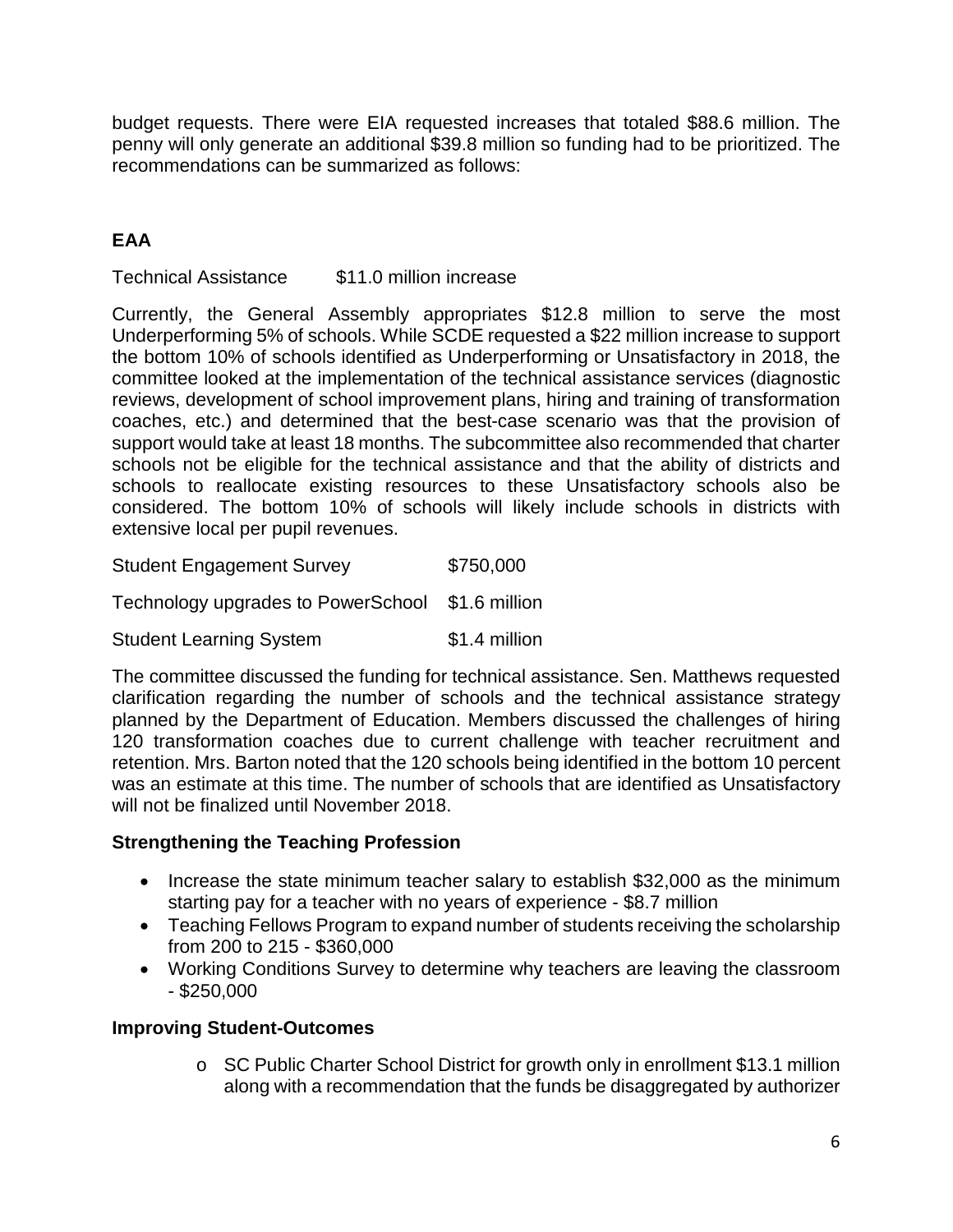budget requests. There were EIA requested increases that totaled $88.6 million. The penny will only generate an additional $39.8 million so funding had to be prioritized. The recommendations can be summarized as follows:

**EAA**

Technical Assistance $11.0 million increase

Currently, the General Assembly appropriates $12.8 million to serve the most Underperforming 5% of schools. While SCDE requested a $22 million increase to support the bottom 10% of schools identified as Underperforming or Unsatisfactory in 2018, the committee looked at the implementation of the technical assistance services (diagnostic reviews, development of school improvement plans, hiring and training of transformation coaches, etc.) and determined that the best-case scenario was that the provision of support would take at least 18 months. The subcommittee also recommended that charter schools not be eligible for the technical assistance and that the ability of districts and schools to reallocate existing resources to these Unsatisfactory schools also be considered. The bottom 10% of schools will likely include schools in districts with extensive local per pupil revenues.

Student Engagement Survey $750,000

Technology upgrades to PowerSchool $1.6 million

Student Learning System $1.4 million

The committee discussed the funding for technical assistance. Sen. Matthews requested clarification regarding the number of schools and the technical assistance strategy planned by the Department of Education. Members discussed the challenges of hiring 120 transformation coaches due to current challenge with teacher recruitment and retention. Mrs. Barton noted that the 120 schools being identified in the bottom 10 percent was an estimate at this time. The number of schools that are identified as Unsatisfactory will not be finalized until November 2018.

**Strengthening the Teaching Profession**

- Increase the state minimum teacher salary to establish $32,000 as the minimum starting pay for a teacher with no years of experience - $8.7 million
- Teaching Fellows Program to expand number of students receiving the scholarship from 200 to 215 - $360,000
- Working Conditions Survey to determine why teachers are leaving the classroom - $250,000

**Improving Student-Outcomes**

- SC Public Charter School District for growth only in enrollment $13.1 million along with a recommendation that the funds be disaggregated by authorizer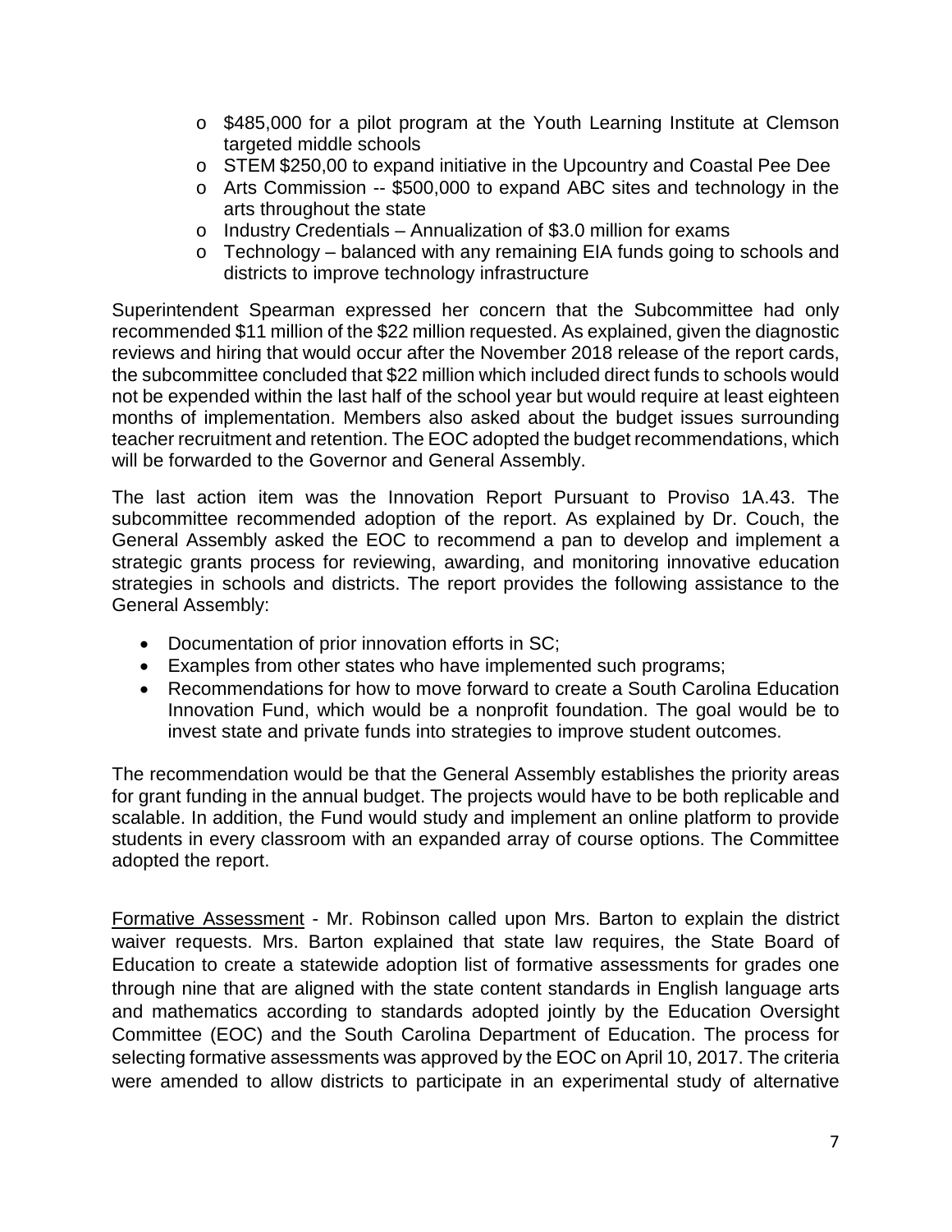- $485,000 for a pilot program at the Youth Learning Institute at Clemson targeted middle schools
- STEM $250,00 to expand initiative in the Upcountry and Coastal Pee Dee
- Arts Commission -- $500,000 to expand ABC sites and technology in the arts throughout the state
- Industry Credentials – Annualization of $3.0 million for exams
- Technology – balanced with any remaining EIA funds going to schools and districts to improve technology infrastructure

Superintendent Spearman expressed her concern that the Subcommittee had only recommended $11 million of the $22 million requested. As explained, given the diagnostic reviews and hiring that would occur after the November 2018 release of the report cards, the subcommittee concluded that $22 million which included direct funds to schools would not be expended within the last half of the school year but would require at least eighteen months of implementation. Members also asked about the budget issues surrounding teacher recruitment and retention. The EOC adopted the budget recommendations, which will be forwarded to the Governor and General Assembly.

The last action item was the Innovation Report Pursuant to Proviso 1A.43. The subcommittee recommended adoption of the report. As explained by Dr. Couch, the General Assembly asked the EOC to recommend a pan to develop and implement a strategic grants process for reviewing, awarding, and monitoring innovative education strategies in schools and districts. The report provides the following assistance to the General Assembly:

- Documentation of prior innovation efforts in SC;
- Examples from other states who have implemented such programs;
- Recommendations for how to move forward to create a South Carolina Education Innovation Fund, which would be a nonprofit foundation. The goal would be to invest state and private funds into strategies to improve student outcomes.

The recommendation would be that the General Assembly establishes the priority areas for grant funding in the annual budget. The projects would have to be both replicable and scalable. In addition, the Fund would study and implement an online platform to provide students in every classroom with an expanded array of course options. The Committee adopted the report.

Formative Assessment - Mr. Robinson called upon Mrs. Barton to explain the district waiver requests. Mrs. Barton explained that state law requires, the State Board of Education to create a statewide adoption list of formative assessments for grades one through nine that are aligned with the state content standards in English language arts and mathematics according to standards adopted jointly by the Education Oversight Committee (EOC) and the South Carolina Department of Education. The process for selecting formative assessments was approved by the EOC on April 10, 2017. The criteria were amended to allow districts to participate in an experimental study of alternative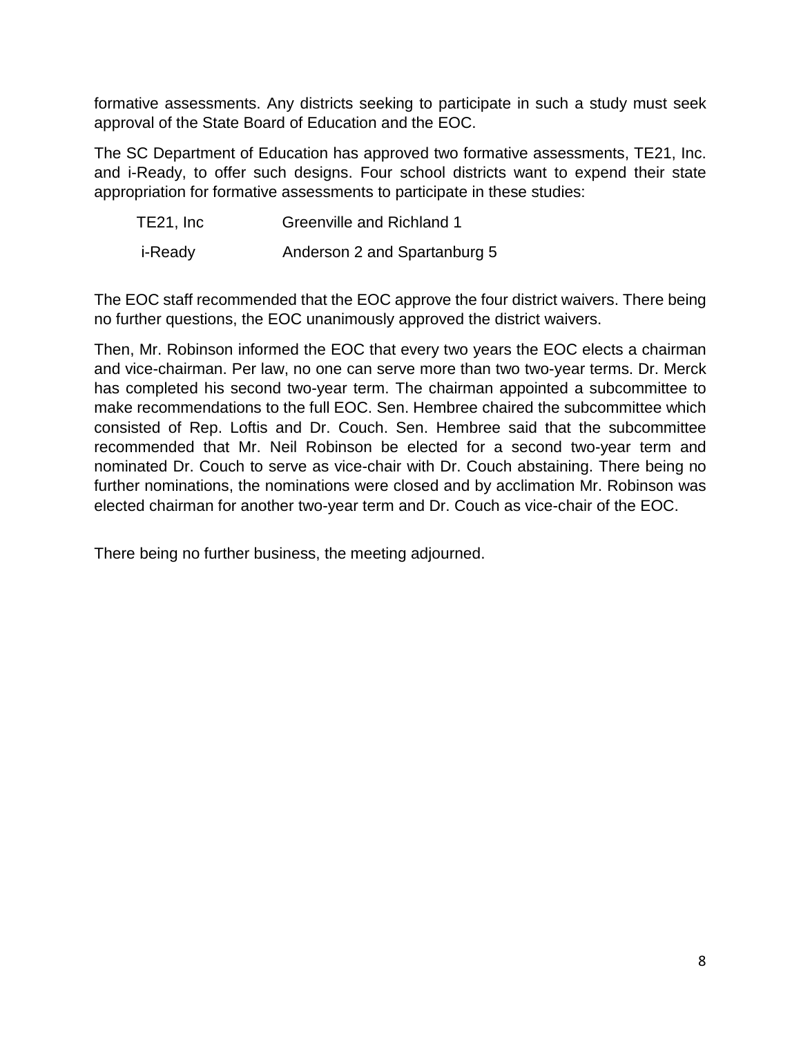formative assessments. Any districts seeking to participate in such a study must seek approval of the State Board of Education and the EOC.

The SC Department of Education has approved two formative assessments, TE21, Inc. and i-Ready, to offer such designs. Four school districts want to expend their state appropriation for formative assessments to participate in these studies:

| | |
|---|---|
| TE21, Inc | Greenville and Richland 1 |
| i-Ready | Anderson 2 and Spartanburg 5 |

The EOC staff recommended that the EOC approve the four district waivers. There being no further questions, the EOC unanimously approved the district waivers.

Then, Mr. Robinson informed the EOC that every two years the EOC elects a chairman and vice-chairman. Per law, no one can serve more than two two-year terms. Dr. Merck has completed his second two-year term. The chairman appointed a subcommittee to make recommendations to the full EOC. Sen. Hembree chaired the subcommittee which consisted of Rep. Loftis and Dr. Couch. Sen. Hembree said that the subcommittee recommended that Mr. Neil Robinson be elected for a second two-year term and nominated Dr. Couch to serve as vice-chair with Dr. Couch abstaining. There being no further nominations, the nominations were closed and by acclimation Mr. Robinson was elected chairman for another two-year term and Dr. Couch as vice-chair of the EOC.

There being no further business, the meeting adjourned.